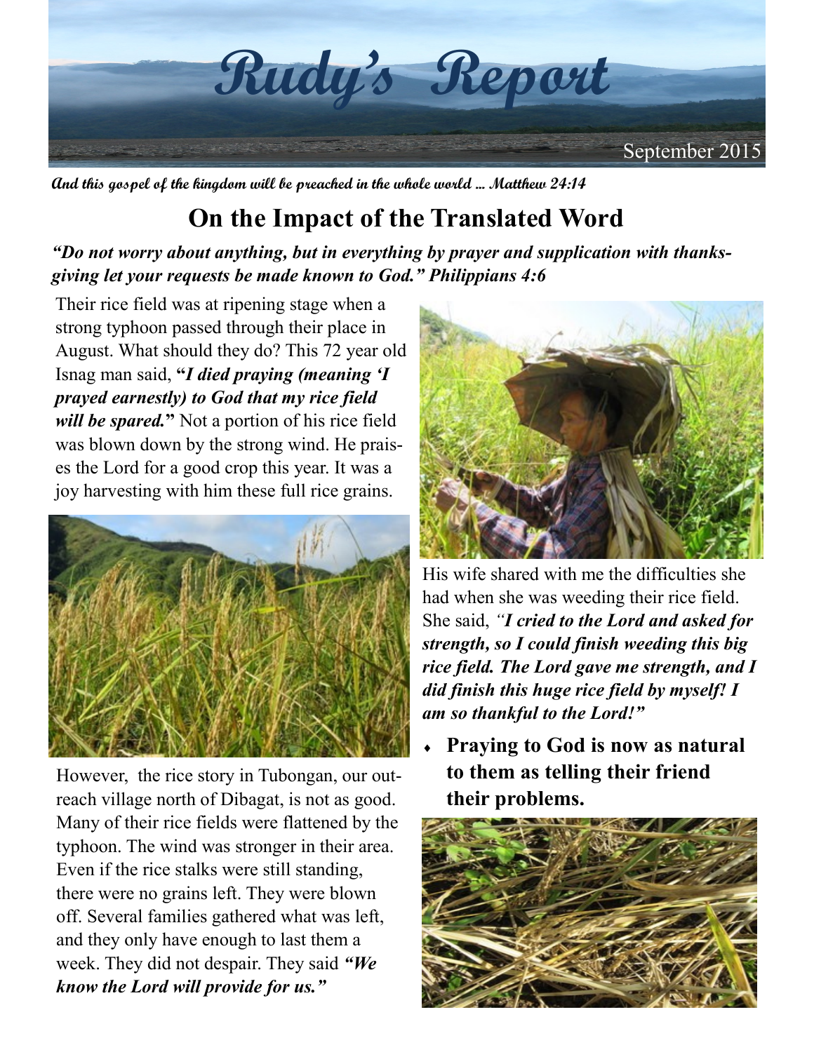# Rudy's Report

September 2015

***And this gospel of the kingdom will be preached in the whole world ... Matthew 24:14***

## On the Impact of the Translated Word

***"Do not worry about anything, but in everything by prayer and supplication with thanksgiving let your requests be made known to God." Philippians 4:6***

Their rice field was at ripening stage when a strong typhoon passed through their place in August. What should they do? This 72 year old Isnag man said, **"*I died praying (meaning 'I prayed earnestly) to God that my rice field will be spared.*"** Not a portion of his rice field was blown down by the strong wind. He praises the Lord for a good crop this year. It was a joy harvesting with him these full rice grains.

His wife shared with me the difficulties she had when she was weeding their rice field. She said, ***"I cried to the Lord and asked for strength, so I could finish weeding this big rice field. The Lord gave me strength, and I did finish this huge rice field by myself! I am so thankful to the Lord!"***

- **Praying to God is now as natural to them as telling their friend their problems.**

However, the rice story in Tubongan, our outreach village north of Dibagat, is not as good. Many of their rice fields were flattened by the typhoon. The wind was stronger in their area. Even if the rice stalks were still standing, there were no grains left. They were blown off. Several families gathered what was left, and they only have enough to last them a week. They did not despair. They said ***"We know the Lord will provide for us."***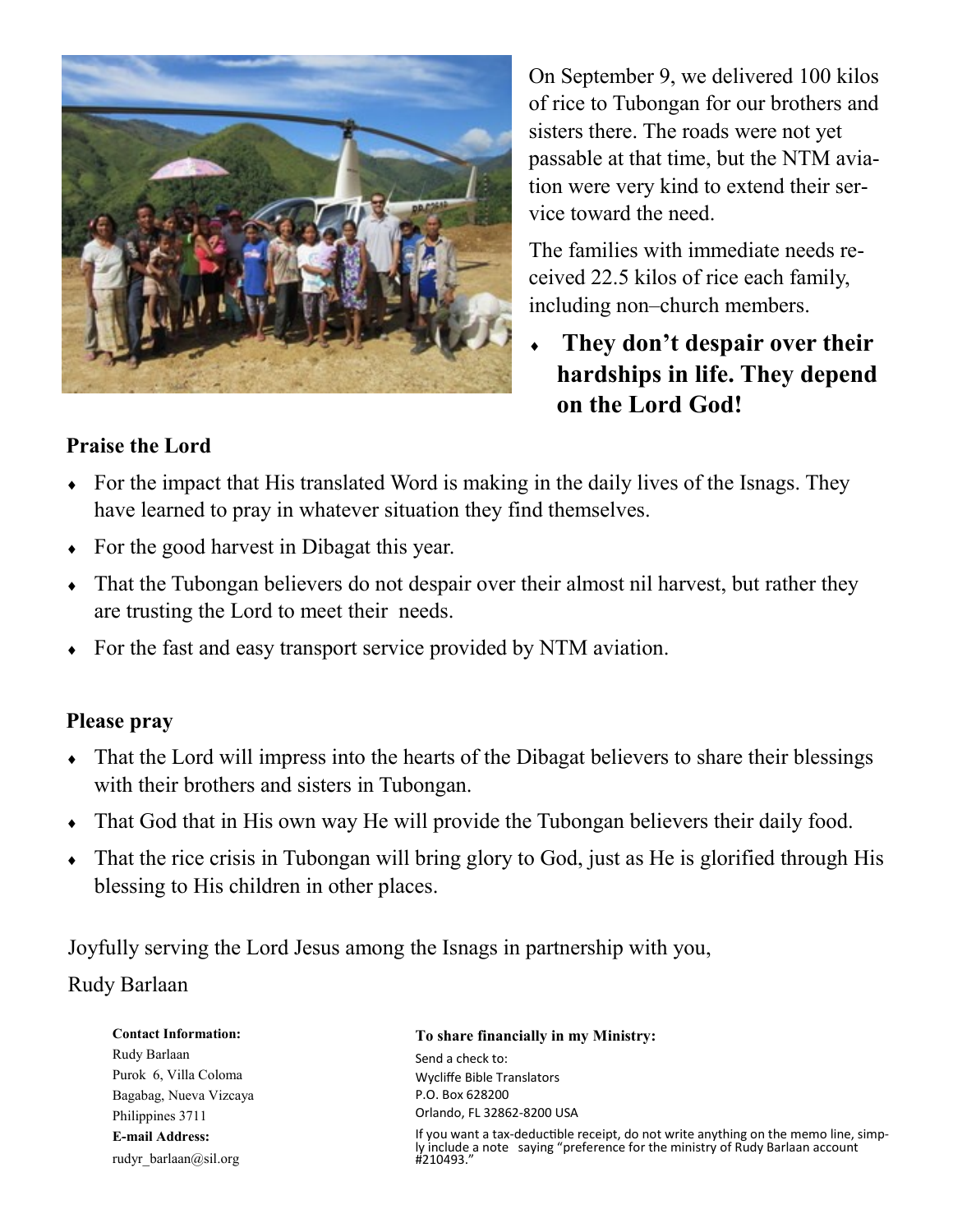On September 9, we delivered 100 kilos of rice to Tubongan for our brothers and sisters there. The roads were not yet passable at that time, but the NTM aviation were very kind to extend their service toward the need.

The families with immediate needs received 22.5 kilos of rice each family, including non–church members.

- **They don't despair over their hardships in life. They depend on the Lord God!**

**Praise the Lord**

- For the impact that His translated Word is making in the daily lives of the Isnags. They have learned to pray in whatever situation they find themselves.
- For the good harvest in Dibagat this year.
- That the Tubongan believers do not despair over their almost nil harvest, but rather they are trusting the Lord to meet their needs.
- For the fast and easy transport service provided by NTM aviation.

**Please pray**

- That the Lord will impress into the hearts of the Dibagat believers to share their blessings with their brothers and sisters in Tubongan.
- That God that in His own way He will provide the Tubongan believers their daily food.
- That the rice crisis in Tubongan will bring glory to God, just as He is glorified through His blessing to His children in other places.

Joyfully serving the Lord Jesus among the Isnags in partnership with you,

Rudy Barlaan

**Contact Information:**
Rudy Barlaan
Purok 6, Villa Coloma
Bagabag, Nueva Vizcaya
Philippines 3711
**E-mail Address:**
rudyr_barlaan@sil.org

**To share financially in my Ministry:**
Send a check to:
Wycliffe Bible Translators
P.O. Box 628200
Orlando, FL 32862-8200 USA

If you want a tax-deductible receipt, do not write anything on the memo line, simply include a note saying "preference for the ministry of Rudy Barlaan account #210493."